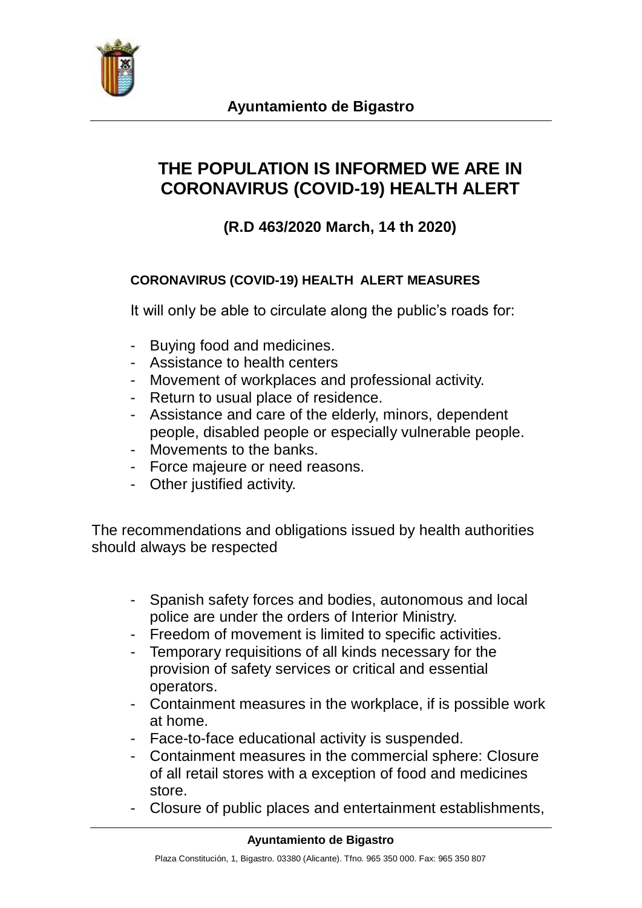**Ayuntamiento de Bigastro**

# THE POPULATION IS INFORMED WE ARE IN CORONAVIRUS (COVID-19) HEALTH ALERT

## (R.D 463/2020 March, 14 th 2020)

### CORONAVIRUS (COVID-19) HEALTH ALERT MEASURES

It will only be able to circulate along the public's roads for:

- Buying food and medicines.
- Assistance to health centers
- Movement of workplaces and professional activity.
- Return to usual place of residence.
- Assistance and care of the elderly, minors, dependent people, disabled people or especially vulnerable people.
- Movements to the banks.
- Force majeure or need reasons.
- Other justified activity.

The recommendations and obligations issued by health authorities should always be respected

- Spanish safety forces and bodies, autonomous and local police are under the orders of Interior Ministry.
- Freedom of movement is limited to specific activities.
- Temporary requisitions of all kinds necessary for the provision of safety services or critical and essential operators.
- Containment measures in the workplace, if is possible work at home.
- Face-to-face educational activity is suspended.
- Containment measures in the commercial sphere: Closure of all retail stores with a exception of food and medicines store.
- Closure of public places and entertainment establishments,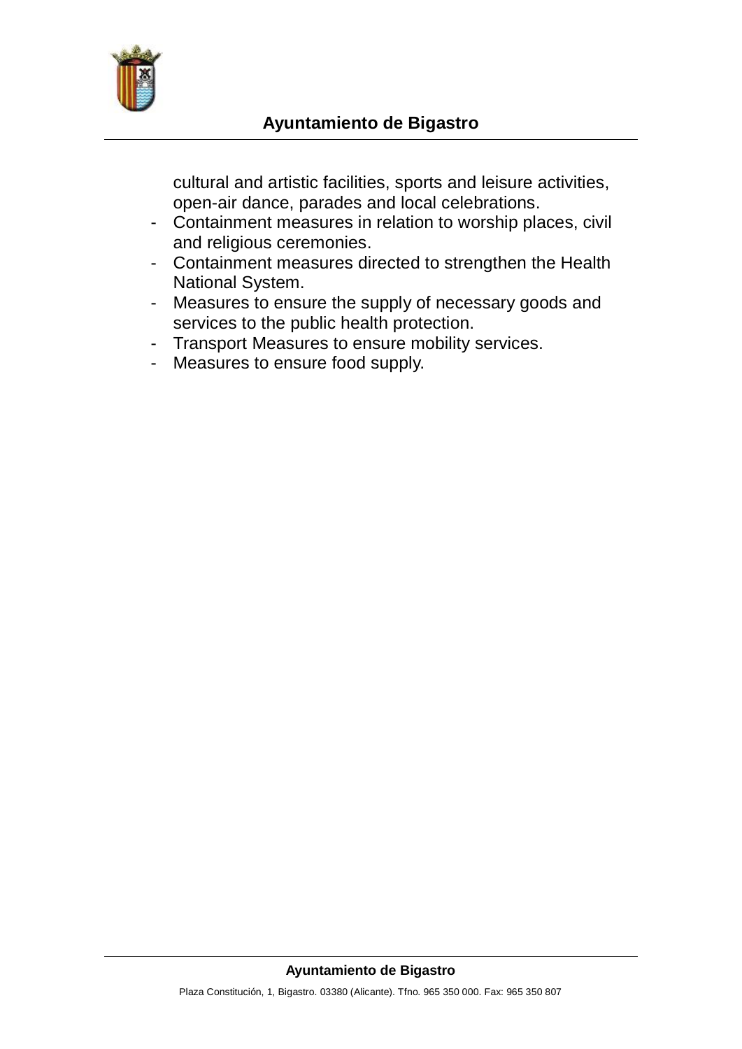cultural and artistic facilities, sports and leisure activities, open-air dance, parades and local celebrations.

- Containment measures in relation to worship places, civil and religious ceremonies.
- Containment measures directed to strengthen the Health National System.
- Measures to ensure the supply of necessary goods and services to the public health protection.
- Transport Measures to ensure mobility services.
- Measures to ensure food supply.